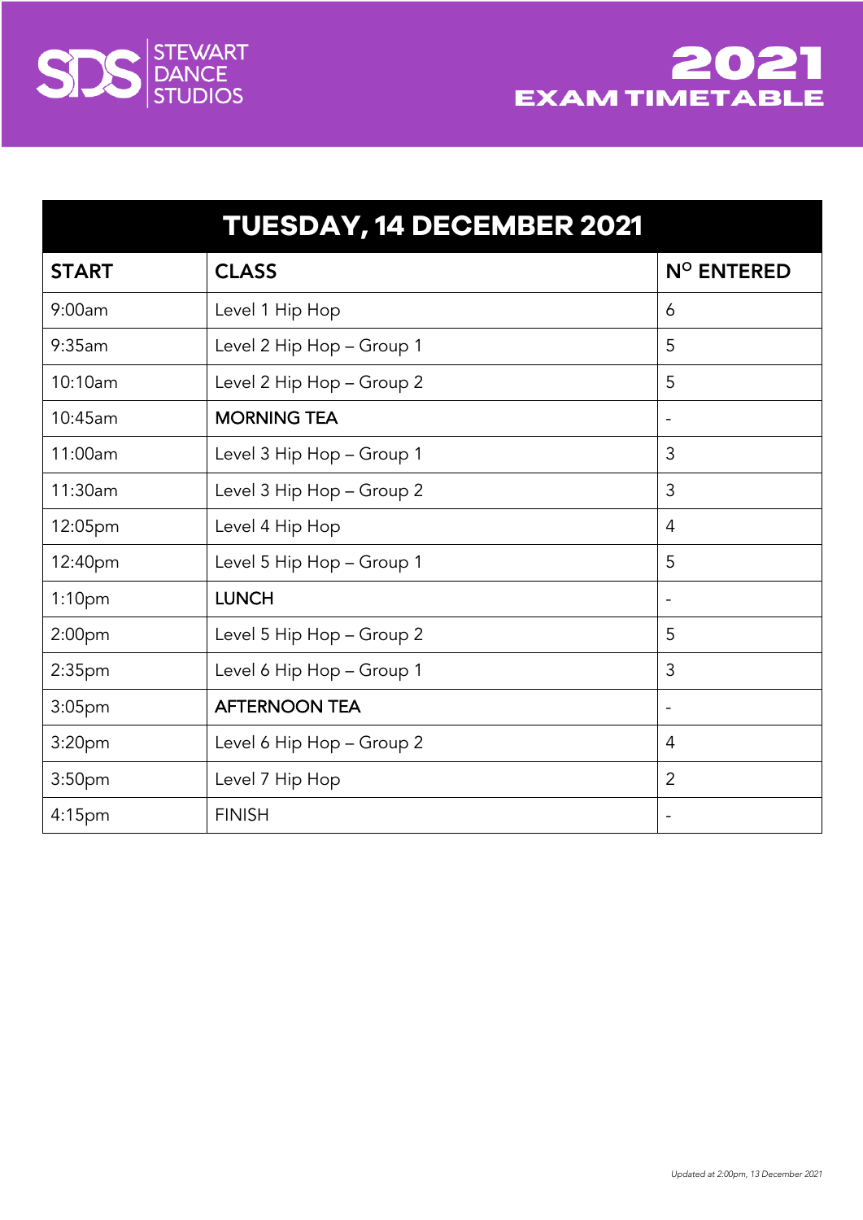STEWART DANCE STUDIOS

# 2021 EXAM TIMETABLE

| TUESDAY, 14 DECEMBER 2021 | | |
|---|---|---|
| **START** | **CLASS** | **N$^{O}$ ENTERED** |
| 9:00am | Level 1 Hip Hop | 6 |
| 9:35am | Level 2 Hip Hop – Group 1 | 5 |
| 10:10am | Level 2 Hip Hop – Group 2 | 5 |
| 10:45am | MORNING TEA | - |
| 11:00am | Level 3 Hip Hop – Group 1 | 3 |
| 11:30am | Level 3 Hip Hop – Group 2 | 3 |
| 12:05pm | Level 4 Hip Hop | 4 |
| 12:40pm | Level 5 Hip Hop – Group 1 | 5 |
| 1:10pm | LUNCH | - |
| 2:00pm | Level 5 Hip Hop – Group 2 | 5 |
| 2:35pm | Level 6 Hip Hop – Group 1 | 3 |
| 3:05pm | AFTERNOON TEA | - |
| 3:20pm | Level 6 Hip Hop – Group 2 | 4 |
| 3:50pm | Level 7 Hip Hop | 2 |
| 4:15pm | FINISH | - |

*Updated at 2:00pm, 13 December 2021*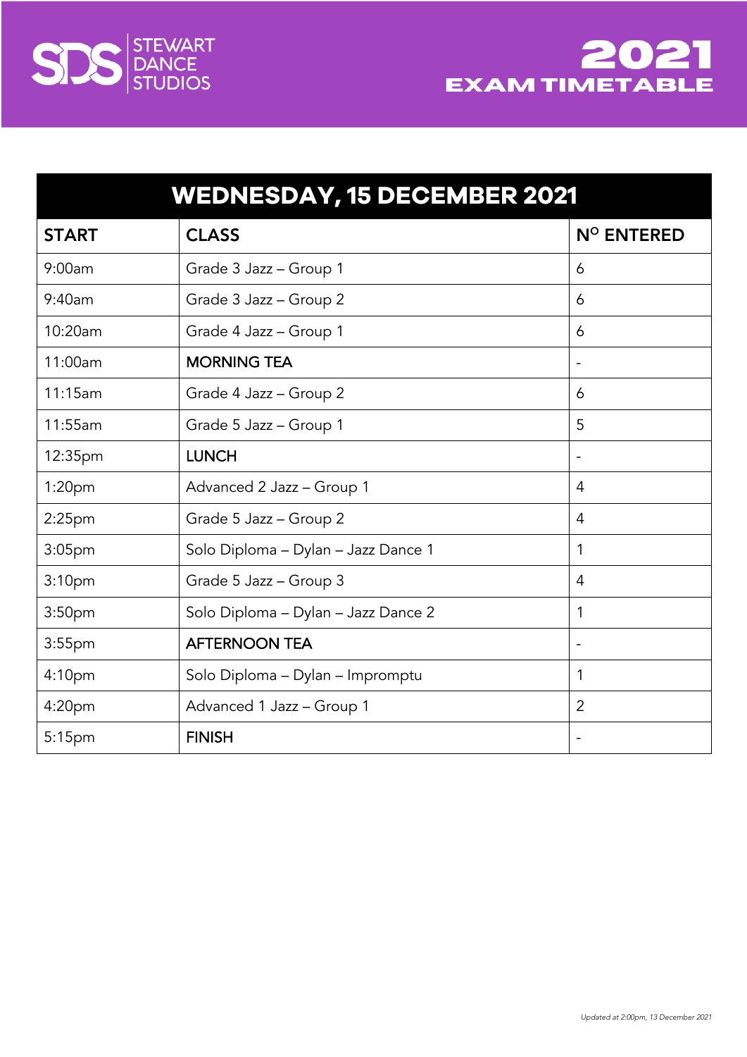STEWART DANCE STUDIOS

# 2021 EXAM TIMETABLE

## WEDNESDAY, 15 DECEMBER 2021

| START | CLASS | NO ENTERED |
|---|---|---|
| 9:00am | Grade 3 Jazz – Group 1 | 6 |
| 9:40am | Grade 3 Jazz – Group 2 | 6 |
| 10:20am | Grade 4 Jazz – Group 1 | 6 |
| 11:00am | MORNING TEA | - |
| 11:15am | Grade 4 Jazz – Group 2 | 6 |
| 11:55am | Grade 5 Jazz – Group 1 | 5 |
| 12:35pm | LUNCH | - |
| 1:20pm | Advanced 2 Jazz – Group 1 | 4 |
| 2:25pm | Grade 5 Jazz – Group 2 | 4 |
| 3:05pm | Solo Diploma – Dylan – Jazz Dance 1 | 1 |
| 3:10pm | Grade 5 Jazz – Group 3 | 4 |
| 3:50pm | Solo Diploma – Dylan – Jazz Dance 2 | 1 |
| 3:55pm | AFTERNOON TEA | - |
| 4:10pm | Solo Diploma – Dylan – Impromptu | 1 |
| 4:20pm | Advanced 1 Jazz – Group 1 | 2 |
| 5:15pm | FINISH | - |

*Updated at 2:00pm, 13 December 2021*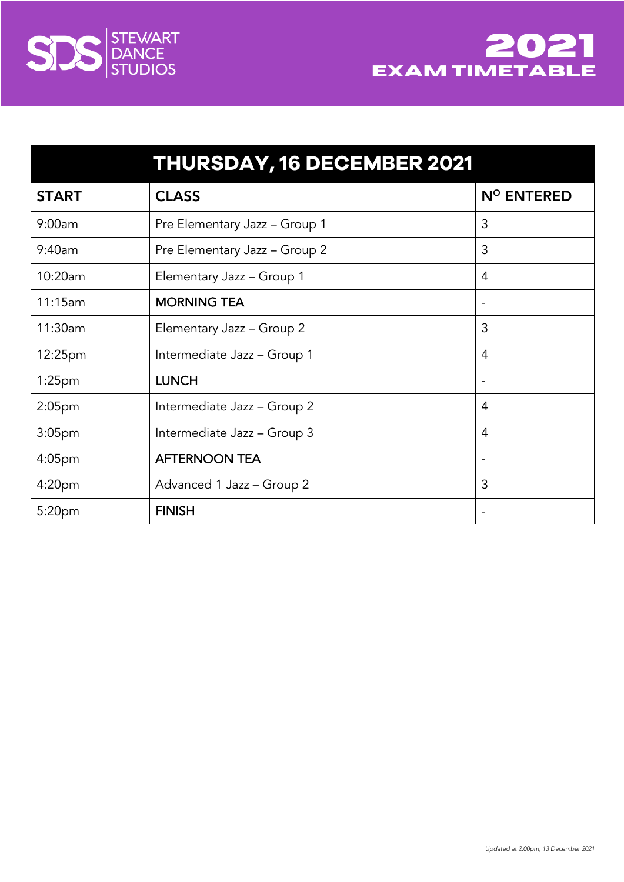STEWART DANCE STUDIOS

# 2021 EXAM TIMETABLE

| THURSDAY, 16 DECEMBER 2021 | | |
|---|---|---|
| **START** | **CLASS** | **N^O ENTERED** |
| 9:00am | Pre Elementary Jazz – Group 1 | 3 |
| 9:40am | Pre Elementary Jazz – Group 2 | 3 |
| 10:20am | Elementary Jazz – Group 1 | 4 |
| 11:15am | **MORNING TEA** | - |
| 11:30am | Elementary Jazz – Group 2 | 3 |
| 12:25pm | Intermediate Jazz – Group 1 | 4 |
| 1:25pm | **LUNCH** | - |
| 2:05pm | Intermediate Jazz – Group 2 | 4 |
| 3:05pm | Intermediate Jazz – Group 3 | 4 |
| 4:05pm | **AFTERNOON TEA** | - |
| 4:20pm | Advanced 1 Jazz – Group 2 | 3 |
| 5:20pm | **FINISH** | - |

*Updated at 2:00pm, 13 December 2021*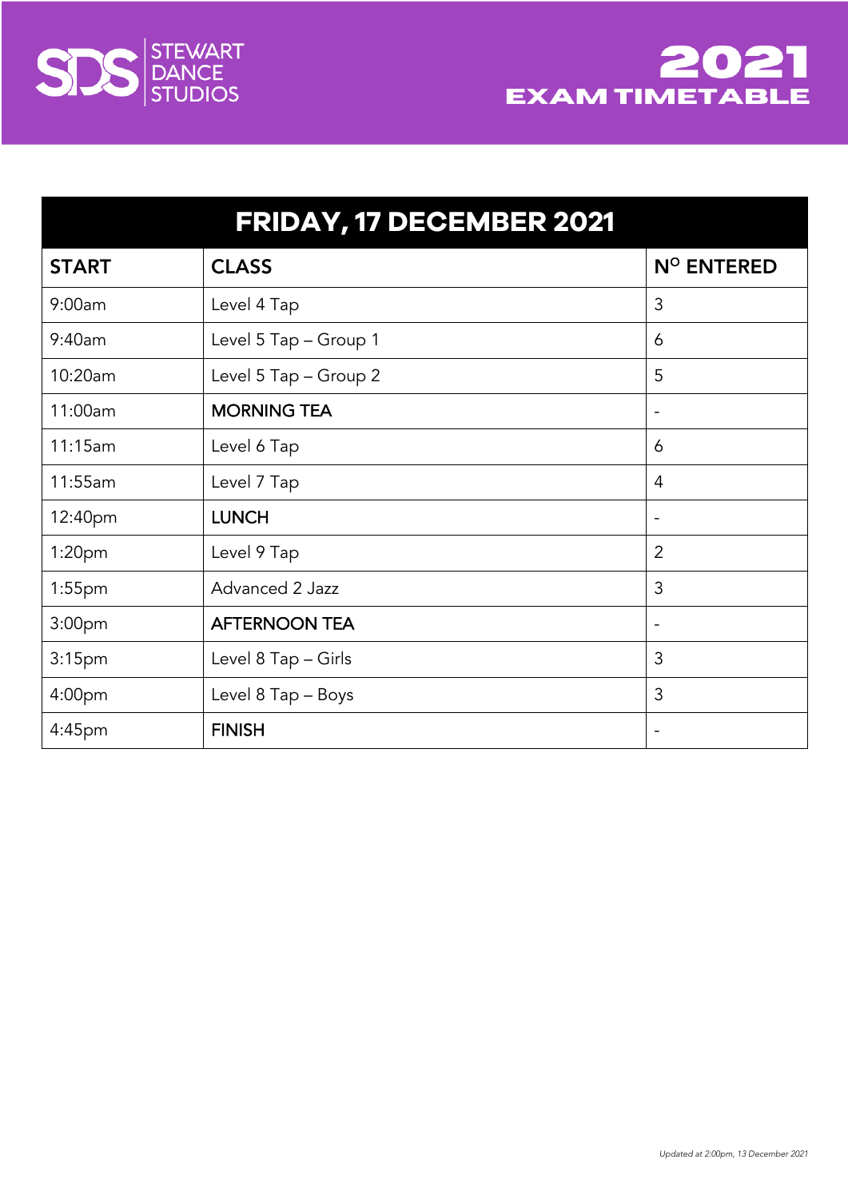STEWART DANCE STUDIOS

# 2021 EXAM TIMETABLE

| FRIDAY, 17 DECEMBER 2021 | | |
|---|---|---|
| **START** | **CLASS** | **Nº ENTERED** |
| 9:00am | Level 4 Tap | 3 |
| 9:40am | Level 5 Tap – Group 1 | 6 |
| 10:20am | Level 5 Tap – Group 2 | 5 |
| 11:00am | **MORNING TEA** | - |
| 11:15am | Level 6 Tap | 6 |
| 11:55am | Level 7 Tap | 4 |
| 12:40pm | **LUNCH** | - |
| 1:20pm | Level 9 Tap | 2 |
| 1:55pm | Advanced 2 Jazz | 3 |
| 3:00pm | **AFTERNOON TEA** | - |
| 3:15pm | Level 8 Tap – Girls | 3 |
| 4:00pm | Level 8 Tap – Boys | 3 |
| 4:45pm | **FINISH** | - |

*Updated at 2:00pm, 13 December 2021*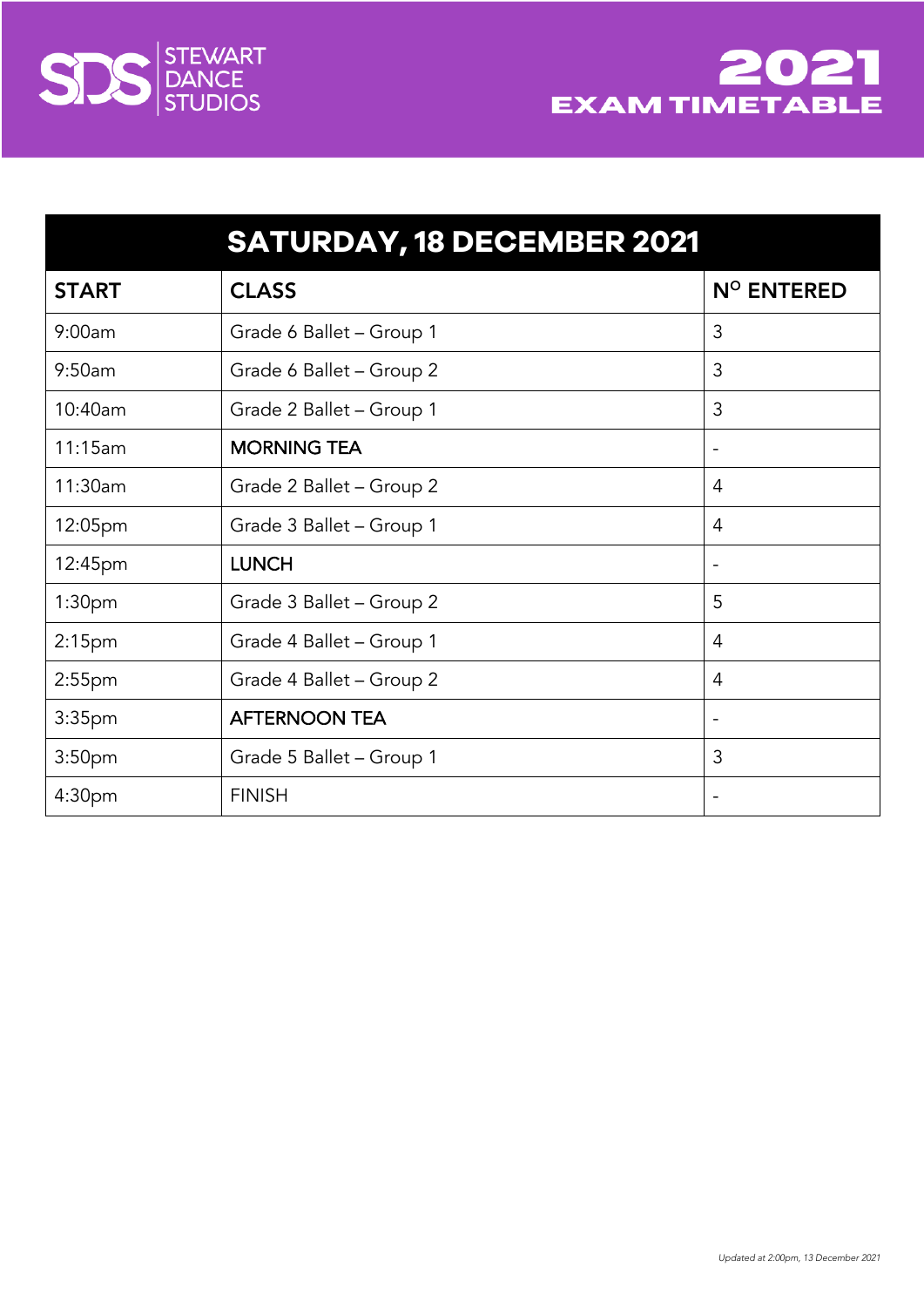STEWART DANCE STUDIOS

# 2021 EXAM TIMETABLE

| SATURDAY, 18 DECEMBER 2021 | | |
|---|---|---|
| **START** | **CLASS** | **N° ENTERED** |
| 9:00am | Grade 6 Ballet – Group 1 | 3 |
| 9:50am | Grade 6 Ballet – Group 2 | 3 |
| 10:40am | Grade 2 Ballet – Group 1 | 3 |
| 11:15am | **MORNING TEA** | - |
| 11:30am | Grade 2 Ballet – Group 2 | 4 |
| 12:05pm | Grade 3 Ballet – Group 1 | 4 |
| 12:45pm | **LUNCH** | - |
| 1:30pm | Grade 3 Ballet – Group 2 | 5 |
| 2:15pm | Grade 4 Ballet – Group 1 | 4 |
| 2:55pm | Grade 4 Ballet – Group 2 | 4 |
| 3:35pm | **AFTERNOON TEA** | - |
| 3:50pm | Grade 5 Ballet – Group 1 | 3 |
| 4:30pm | FINISH | - |

*Updated at 2:00pm, 13 December 2021*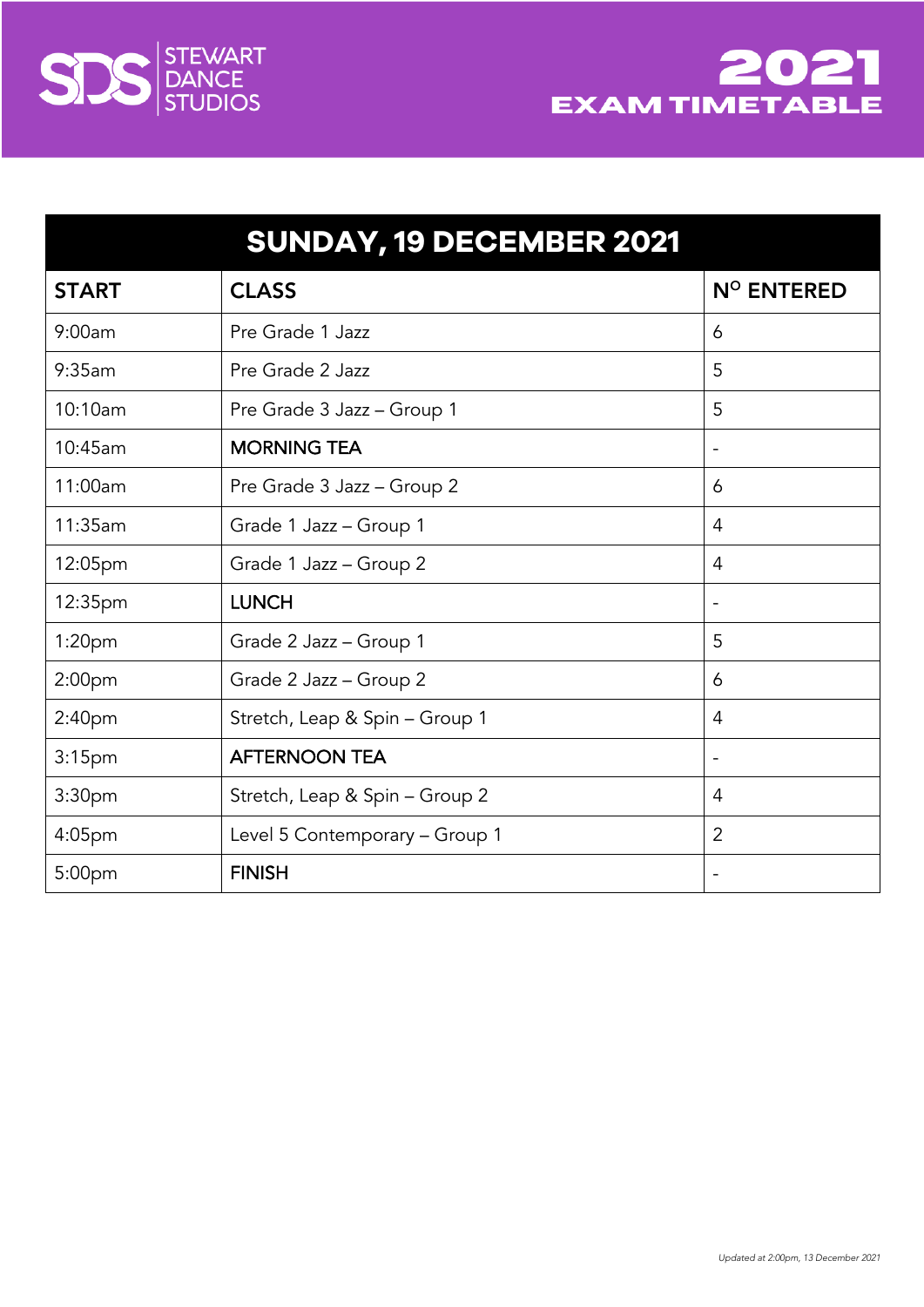STEWART DANCE STUDIOS

# 2021 EXAM TIMETABLE

| SUNDAY, 19 DECEMBER 2021 | | |
|---|---|---|
| **START** | **CLASS** | **N° ENTERED** |
| 9:00am | Pre Grade 1 Jazz | 6 |
| 9:35am | Pre Grade 2 Jazz | 5 |
| 10:10am | Pre Grade 3 Jazz – Group 1 | 5 |
| 10:45am | **MORNING TEA** | - |
| 11:00am | Pre Grade 3 Jazz – Group 2 | 6 |
| 11:35am | Grade 1 Jazz – Group 1 | 4 |
| 12:05pm | Grade 1 Jazz – Group 2 | 4 |
| 12:35pm | **LUNCH** | - |
| 1:20pm | Grade 2 Jazz – Group 1 | 5 |
| 2:00pm | Grade 2 Jazz – Group 2 | 6 |
| 2:40pm | Stretch, Leap & Spin – Group 1 | 4 |
| 3:15pm | **AFTERNOON TEA** | - |
| 3:30pm | Stretch, Leap & Spin – Group 2 | 4 |
| 4:05pm | Level 5 Contemporary – Group 1 | 2 |
| 5:00pm | **FINISH** | - |

*Updated at 2:00pm, 13 December 2021*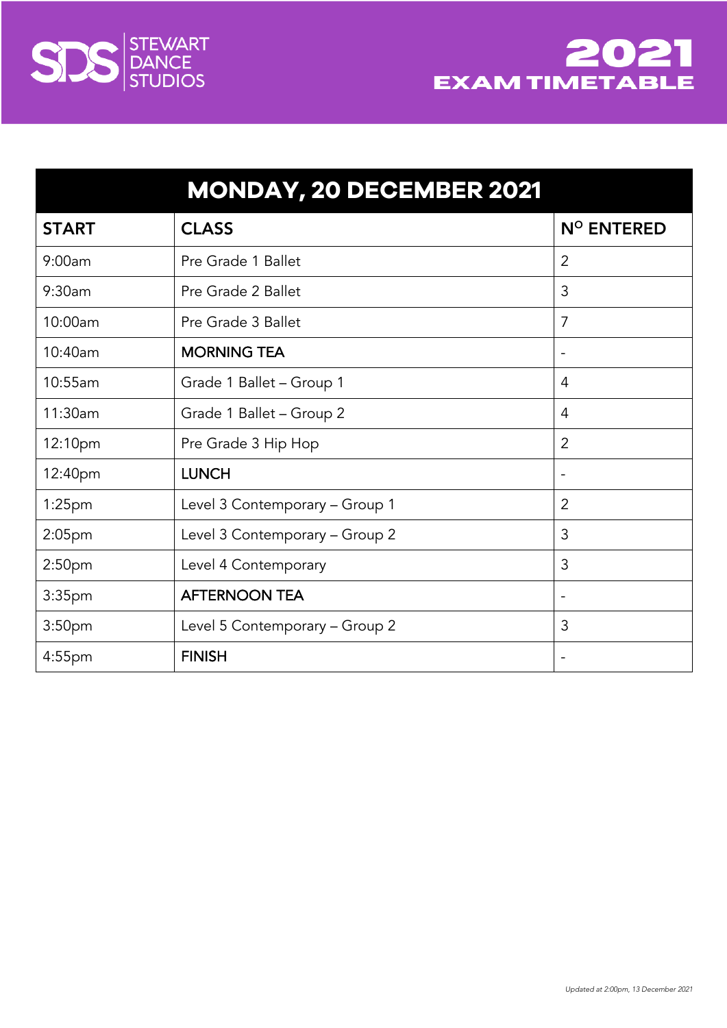STEWART DANCE STUDIOS

# 2021 EXAM TIMETABLE

| MONDAY, 20 DECEMBER 2021 | | |
|---|---|---|
| **START** | **CLASS** | **N$^{O}$ ENTERED** |
| 9:00am | Pre Grade 1 Ballet | 2 |
| 9:30am | Pre Grade 2 Ballet | 3 |
| 10:00am | Pre Grade 3 Ballet | 7 |
| 10:40am | MORNING TEA | - |
| 10:55am | Grade 1 Ballet – Group 1 | 4 |
| 11:30am | Grade 1 Ballet – Group 2 | 4 |
| 12:10pm | Pre Grade 3 Hip Hop | 2 |
| 12:40pm | LUNCH | - |
| 1:25pm | Level 3 Contemporary – Group 1 | 2 |
| 2:05pm | Level 3 Contemporary – Group 2 | 3 |
| 2:50pm | Level 4 Contemporary | 3 |
| 3:35pm | AFTERNOON TEA | - |
| 3:50pm | Level 5 Contemporary – Group 2 | 3 |
| 4:55pm | FINISH | - |

*Updated at 2:00pm, 13 December 2021*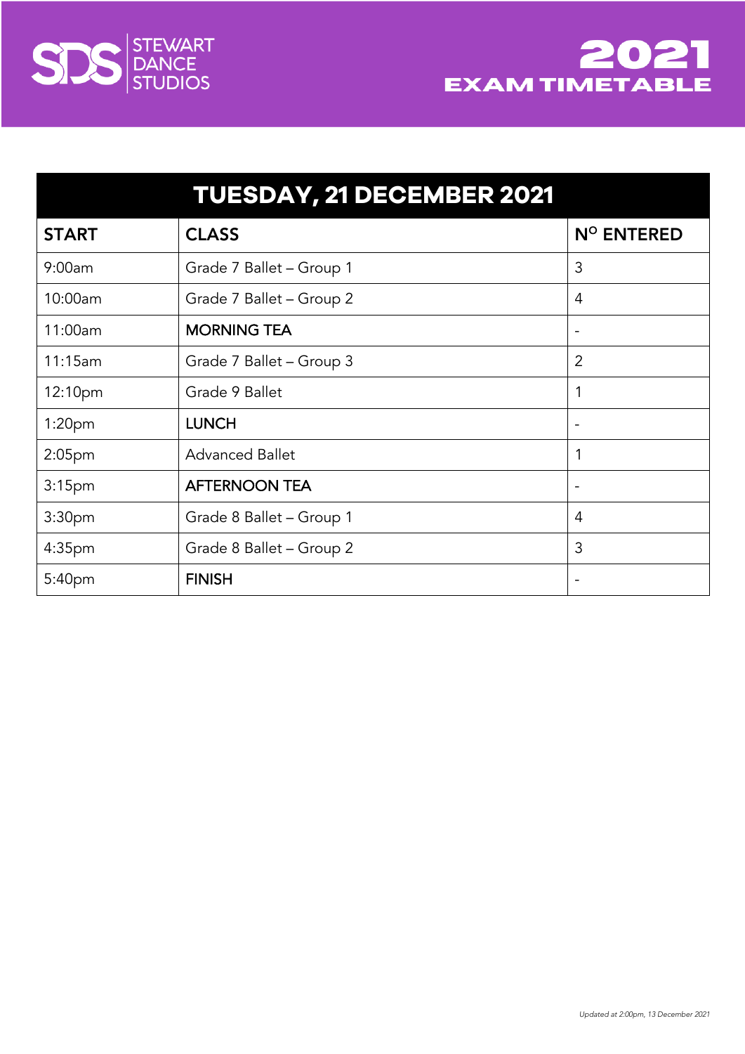STEWART DANCE STUDIOS

# 2021 EXAM TIMETABLE

## TUESDAY, 21 DECEMBER 2021

| START | CLASS | N^O ENTERED |
|---|---|---|
| 9:00am | Grade 7 Ballet – Group 1 | 3 |
| 10:00am | Grade 7 Ballet – Group 2 | 4 |
| 11:00am | **MORNING TEA** | - |
| 11:15am | Grade 7 Ballet – Group 3 | 2 |
| 12:10pm | Grade 9 Ballet | 1 |
| 1:20pm | **LUNCH** | - |
| 2:05pm | Advanced Ballet | 1 |
| 3:15pm | **AFTERNOON TEA** | - |
| 3:30pm | Grade 8 Ballet – Group 1 | 4 |
| 4:35pm | Grade 8 Ballet – Group 2 | 3 |
| 5:40pm | **FINISH** | - |

*Updated at 2:00pm, 13 December 2021*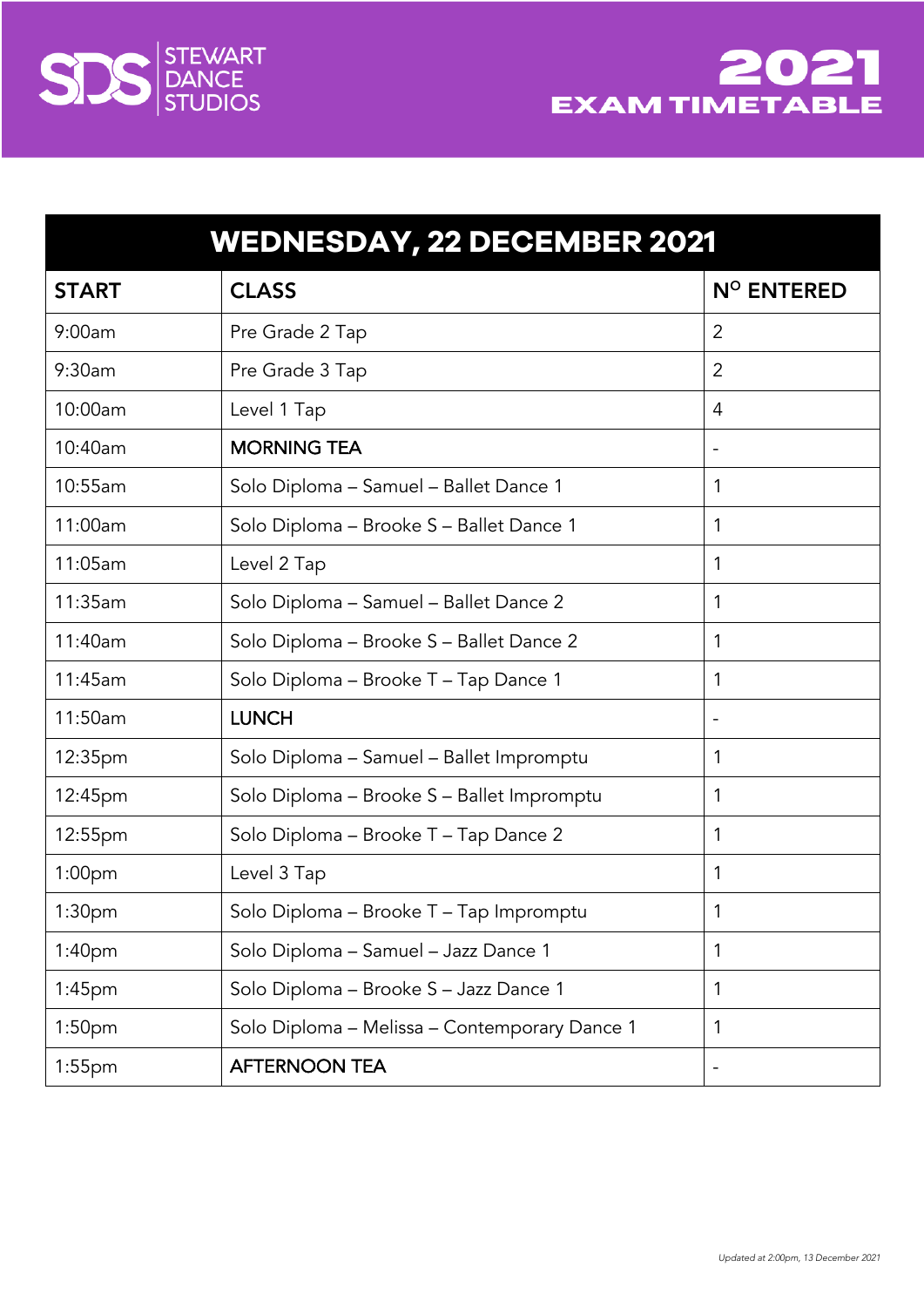STEWART DANCE STUDIOS

# 2021 EXAM TIMETABLE

| WEDNESDAY, 22 DECEMBER 2021 | | |
|---|---|---|
| **START** | **CLASS** | **N$^{O}$ ENTERED** |
| 9:00am | Pre Grade 2 Tap | 2 |
| 9:30am | Pre Grade 3 Tap | 2 |
| 10:00am | Level 1 Tap | 4 |
| 10:40am | MORNING TEA | - |
| 10:55am | Solo Diploma – Samuel – Ballet Dance 1 | 1 |
| 11:00am | Solo Diploma – Brooke S – Ballet Dance 1 | 1 |
| 11:05am | Level 2 Tap | 1 |
| 11:35am | Solo Diploma – Samuel – Ballet Dance 2 | 1 |
| 11:40am | Solo Diploma – Brooke S – Ballet Dance 2 | 1 |
| 11:45am | Solo Diploma – Brooke T – Tap Dance 1 | 1 |
| 11:50am | LUNCH | - |
| 12:35pm | Solo Diploma – Samuel – Ballet Impromptu | 1 |
| 12:45pm | Solo Diploma – Brooke S – Ballet Impromptu | 1 |
| 12:55pm | Solo Diploma – Brooke T – Tap Dance 2 | 1 |
| 1:00pm | Level 3 Tap | 1 |
| 1:30pm | Solo Diploma – Brooke T – Tap Impromptu | 1 |
| 1:40pm | Solo Diploma – Samuel – Jazz Dance 1 | 1 |
| 1:45pm | Solo Diploma – Brooke S – Jazz Dance 1 | 1 |
| 1:50pm | Solo Diploma – Melissa – Contemporary Dance 1 | 1 |
| 1:55pm | AFTERNOON TEA | - |

*Updated at 2:00pm, 13 December 2021*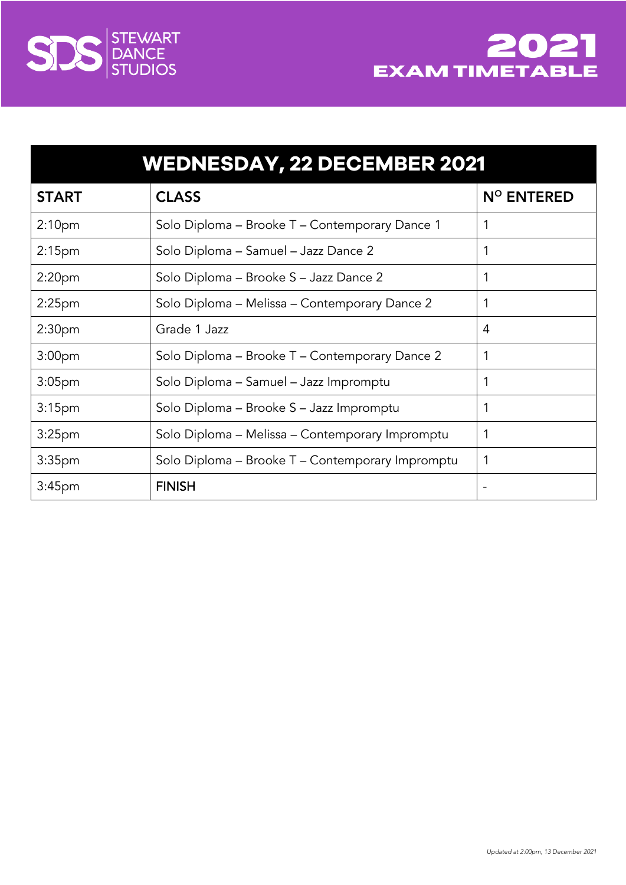STEWART DANCE STUDIOS

# 2021 EXAM TIMETABLE

## WEDNESDAY, 22 DECEMBER 2021

| START | CLASS | Nº ENTERED |
|---|---|---|
| 2:10pm | Solo Diploma – Brooke T – Contemporary Dance 1 | 1 |
| 2:15pm | Solo Diploma – Samuel – Jazz Dance 2 | 1 |
| 2:20pm | Solo Diploma – Brooke S – Jazz Dance 2 | 1 |
| 2:25pm | Solo Diploma – Melissa – Contemporary Dance 2 | 1 |
| 2:30pm | Grade 1 Jazz | 4 |
| 3:00pm | Solo Diploma – Brooke T – Contemporary Dance 2 | 1 |
| 3:05pm | Solo Diploma – Samuel – Jazz Impromptu | 1 |
| 3:15pm | Solo Diploma – Brooke S – Jazz Impromptu | 1 |
| 3:25pm | Solo Diploma – Melissa – Contemporary Impromptu | 1 |
| 3:35pm | Solo Diploma – Brooke T – Contemporary Impromptu | 1 |
| 3:45pm | **FINISH** | - |

*Updated at 2:00pm, 13 December 2021*